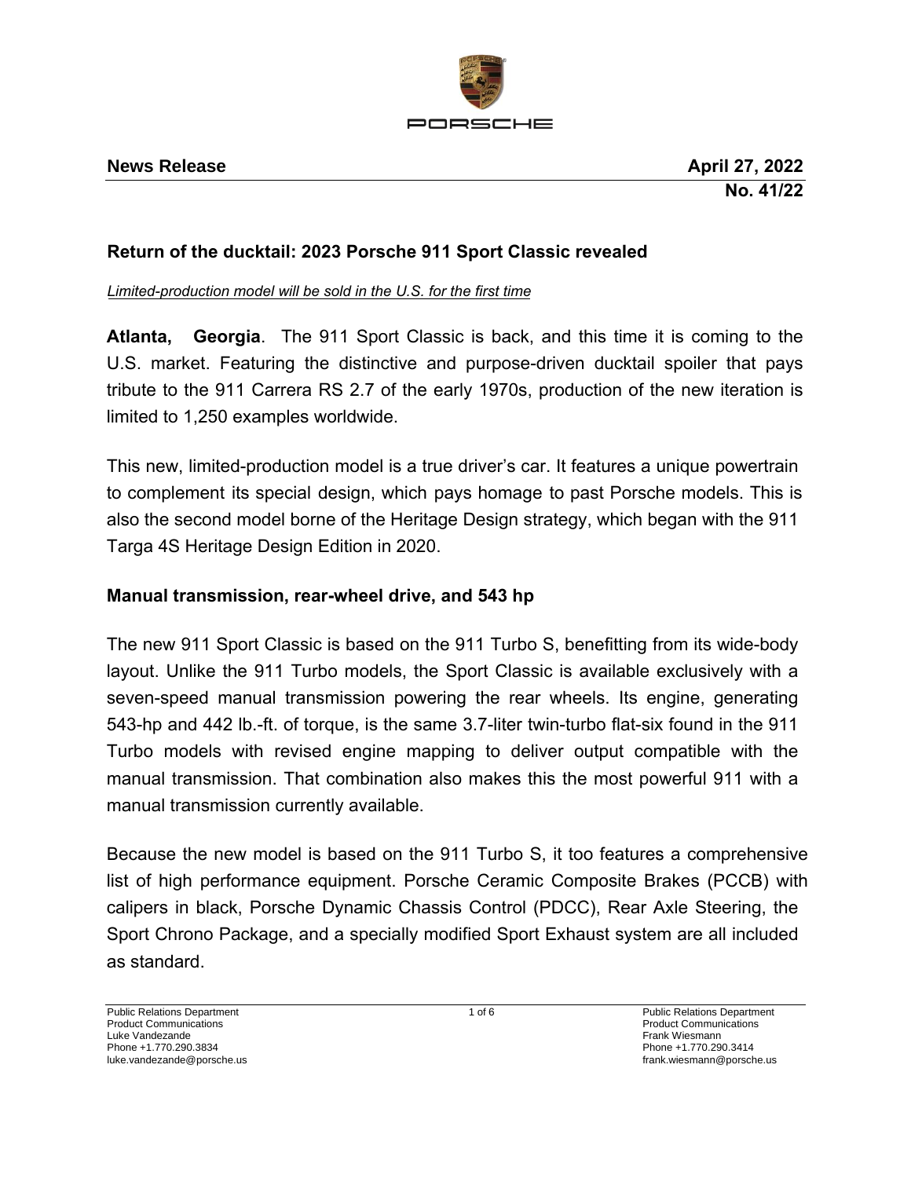PORSCHE

**News Release** **April 27, 2022**

**No. 41/22**

## Return of the ducktail: 2023 Porsche 911 Sport Classic revealed

*Limited-production model will be sold in the U.S. for the first time*

**Atlanta, Georgia**. The 911 Sport Classic is back, and this time it is coming to the U.S. market. Featuring the distinctive and purpose-driven ducktail spoiler that pays tribute to the 911 Carrera RS 2.7 of the early 1970s, production of the new iteration is limited to 1,250 examples worldwide.

This new, limited-production model is a true driver's car. It features a unique powertrain to complement its special design, which pays homage to past Porsche models. This is also the second model borne of the Heritage Design strategy, which began with the 911 Targa 4S Heritage Design Edition in 2020.

### Manual transmission, rear-wheel drive, and 543 hp

The new 911 Sport Classic is based on the 911 Turbo S, benefitting from its wide-body layout. Unlike the 911 Turbo models, the Sport Classic is available exclusively with a seven-speed manual transmission powering the rear wheels. Its engine, generating 543-hp and 442 lb.-ft. of torque, is the same 3.7-liter twin-turbo flat-six found in the 911 Turbo models with revised engine mapping to deliver output compatible with the manual transmission. That combination also makes this the most powerful 911 with a manual transmission currently available.

Because the new model is based on the 911 Turbo S, it too features a comprehensive list of high performance equipment. Porsche Ceramic Composite Brakes (PCCB) with calipers in black, Porsche Dynamic Chassis Control (PDCC), Rear Axle Steering, the Sport Chrono Package, and a specially modified Sport Exhaust system are all included as standard.

Public Relations Department
Product Communications
Luke Vandezande
Phone +1.770.290.3834
luke.vandezande@porsche.us

Public Relations Department
Product Communications
Frank Wiesmann
Phone +1.770.290.3414
frank.wiesmann@porsche.us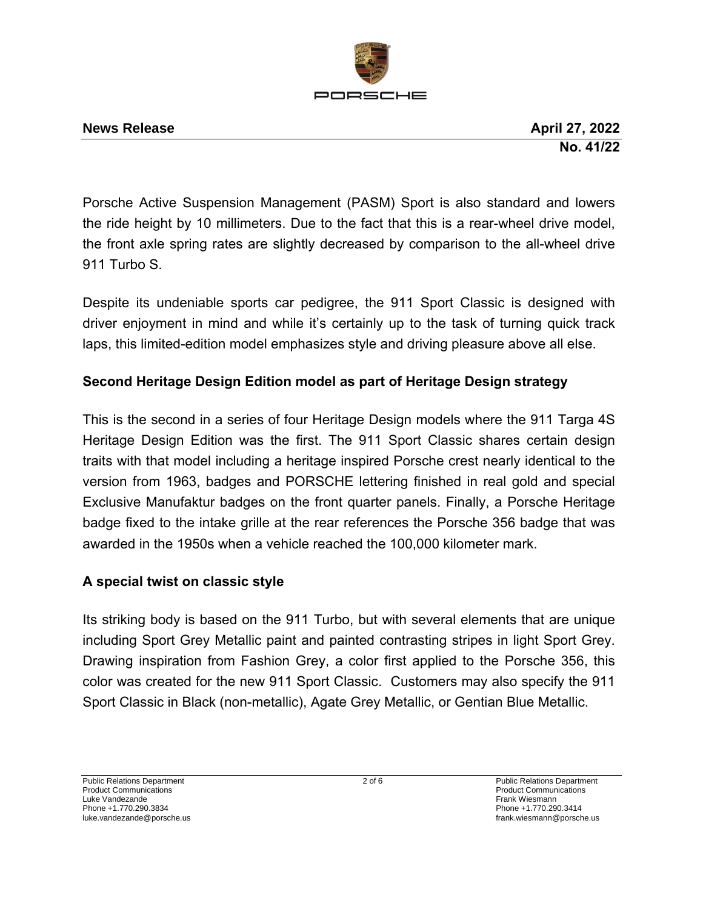Porsche Active Suspension Management (PASM) Sport is also standard and lowers the ride height by 10 millimeters. Due to the fact that this is a rear-wheel drive model, the front axle spring rates are slightly decreased by comparison to the all-wheel drive 911 Turbo S.

Despite its undeniable sports car pedigree, the 911 Sport Classic is designed with driver enjoyment in mind and while it's certainly up to the task of turning quick track laps, this limited-edition model emphasizes style and driving pleasure above all else.

## Second Heritage Design Edition model as part of Heritage Design strategy

This is the second in a series of four Heritage Design models where the 911 Targa 4S Heritage Design Edition was the first. The 911 Sport Classic shares certain design traits with that model including a heritage inspired Porsche crest nearly identical to the version from 1963, badges and PORSCHE lettering finished in real gold and special Exclusive Manufaktur badges on the front quarter panels. Finally, a Porsche Heritage badge fixed to the intake grille at the rear references the Porsche 356 badge that was awarded in the 1950s when a vehicle reached the 100,000 kilometer mark.

## A special twist on classic style

Its striking body is based on the 911 Turbo, but with several elements that are unique including Sport Grey Metallic paint and painted contrasting stripes in light Sport Grey. Drawing inspiration from Fashion Grey, a color first applied to the Porsche 356, this color was created for the new 911 Sport Classic. Customers may also specify the 911 Sport Classic in Black (non-metallic), Agate Grey Metallic, or Gentian Blue Metallic.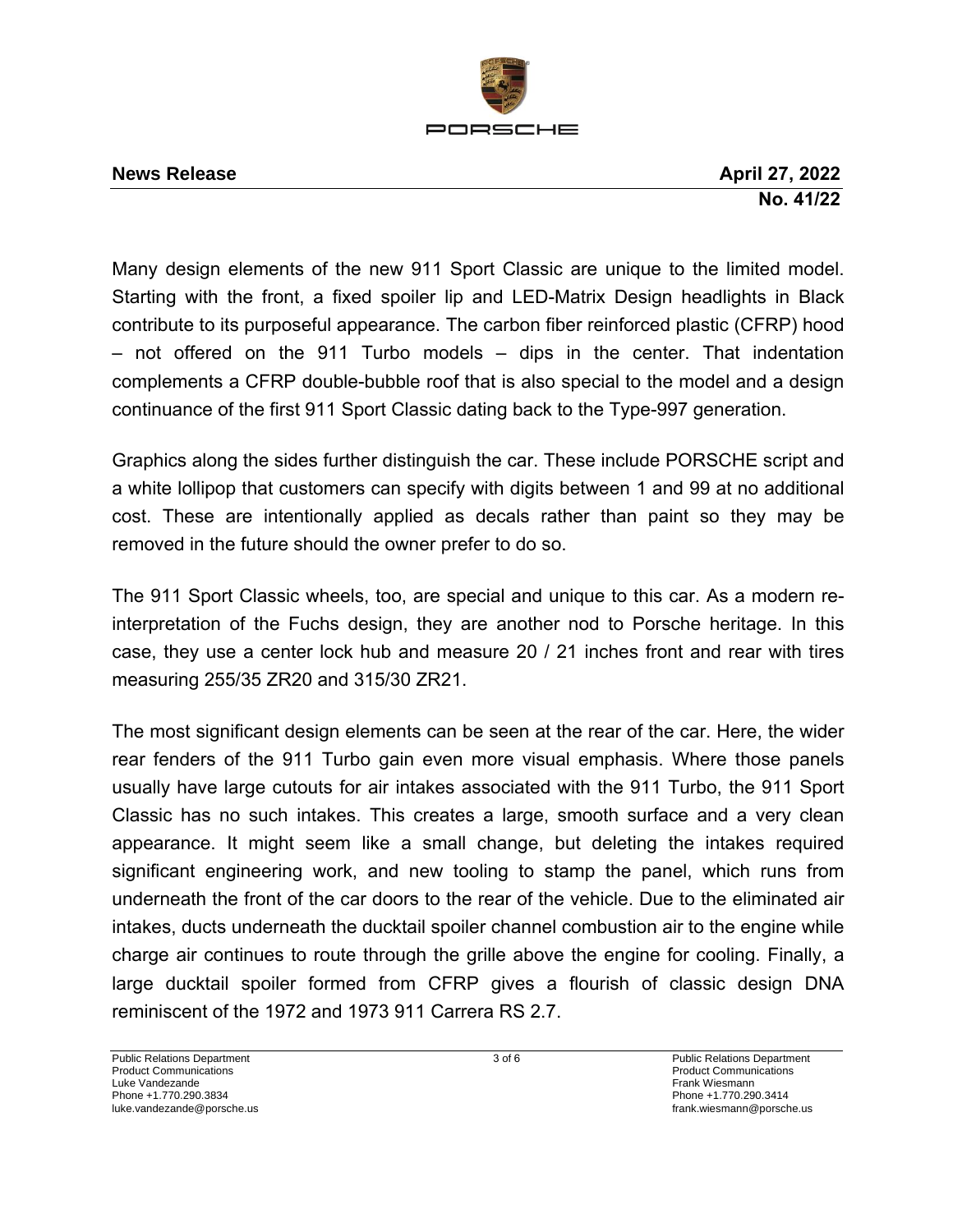Many design elements of the new 911 Sport Classic are unique to the limited model. Starting with the front, a fixed spoiler lip and LED-Matrix Design headlights in Black contribute to its purposeful appearance. The carbon fiber reinforced plastic (CFRP) hood – not offered on the 911 Turbo models – dips in the center. That indentation complements a CFRP double-bubble roof that is also special to the model and a design continuance of the first 911 Sport Classic dating back to the Type-997 generation.

Graphics along the sides further distinguish the car. These include PORSCHE script and a white lollipop that customers can specify with digits between 1 and 99 at no additional cost. These are intentionally applied as decals rather than paint so they may be removed in the future should the owner prefer to do so.

The 911 Sport Classic wheels, too, are special and unique to this car. As a modern re-interpretation of the Fuchs design, they are another nod to Porsche heritage. In this case, they use a center lock hub and measure 20 / 21 inches front and rear with tires measuring 255/35 ZR20 and 315/30 ZR21.

The most significant design elements can be seen at the rear of the car. Here, the wider rear fenders of the 911 Turbo gain even more visual emphasis. Where those panels usually have large cutouts for air intakes associated with the 911 Turbo, the 911 Sport Classic has no such intakes. This creates a large, smooth surface and a very clean appearance. It might seem like a small change, but deleting the intakes required significant engineering work, and new tooling to stamp the panel, which runs from underneath the front of the car doors to the rear of the vehicle. Due to the eliminated air intakes, ducts underneath the ducktail spoiler channel combustion air to the engine while charge air continues to route through the grille above the engine for cooling. Finally, a large ducktail spoiler formed from CFRP gives a flourish of classic design DNA reminiscent of the 1972 and 1973 911 Carrera RS 2.7.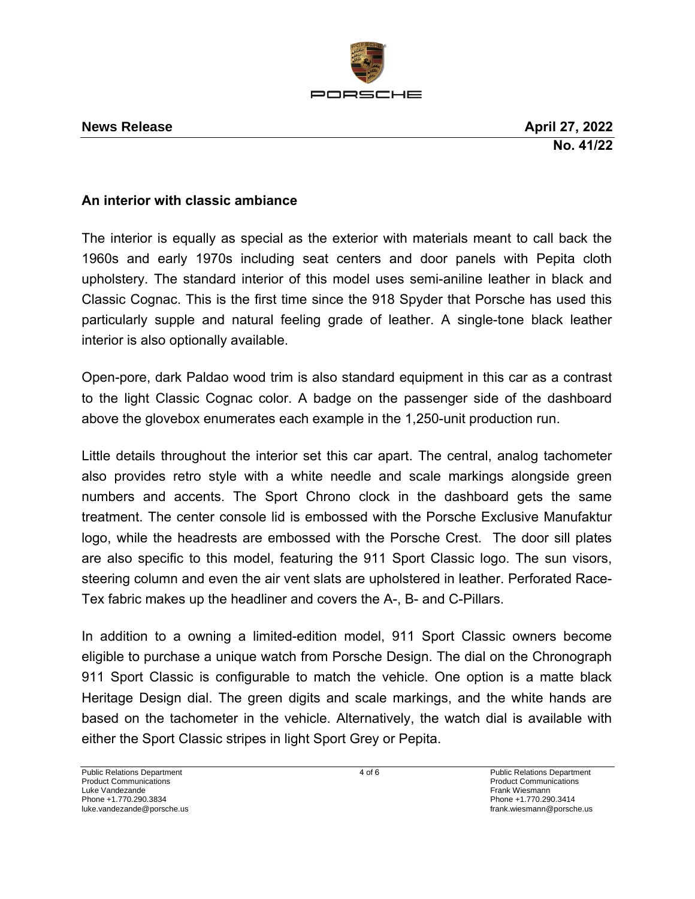**News Release** **April 27, 2022**
**No. 41/22**

## An interior with classic ambiance

The interior is equally as special as the exterior with materials meant to call back the 1960s and early 1970s including seat centers and door panels with Pepita cloth upholstery. The standard interior of this model uses semi-aniline leather in black and Classic Cognac. This is the first time since the 918 Spyder that Porsche has used this particularly supple and natural feeling grade of leather. A single-tone black leather interior is also optionally available.

Open-pore, dark Paldao wood trim is also standard equipment in this car as a contrast to the light Classic Cognac color. A badge on the passenger side of the dashboard above the glovebox enumerates each example in the 1,250-unit production run.

Little details throughout the interior set this car apart. The central, analog tachometer also provides retro style with a white needle and scale markings alongside green numbers and accents. The Sport Chrono clock in the dashboard gets the same treatment. The center console lid is embossed with the Porsche Exclusive Manufaktur logo, while the headrests are embossed with the Porsche Crest. The door sill plates are also specific to this model, featuring the 911 Sport Classic logo. The sun visors, steering column and even the air vent slats are upholstered in leather. Perforated Race-Tex fabric makes up the headliner and covers the A-, B- and C-Pillars.

In addition to a owning a limited-edition model, 911 Sport Classic owners become eligible to purchase a unique watch from Porsche Design. The dial on the Chronograph 911 Sport Classic is configurable to match the vehicle. One option is a matte black Heritage Design dial. The green digits and scale markings, and the white hands are based on the tachometer in the vehicle. Alternatively, the watch dial is available with either the Sport Classic stripes in light Sport Grey or Pepita.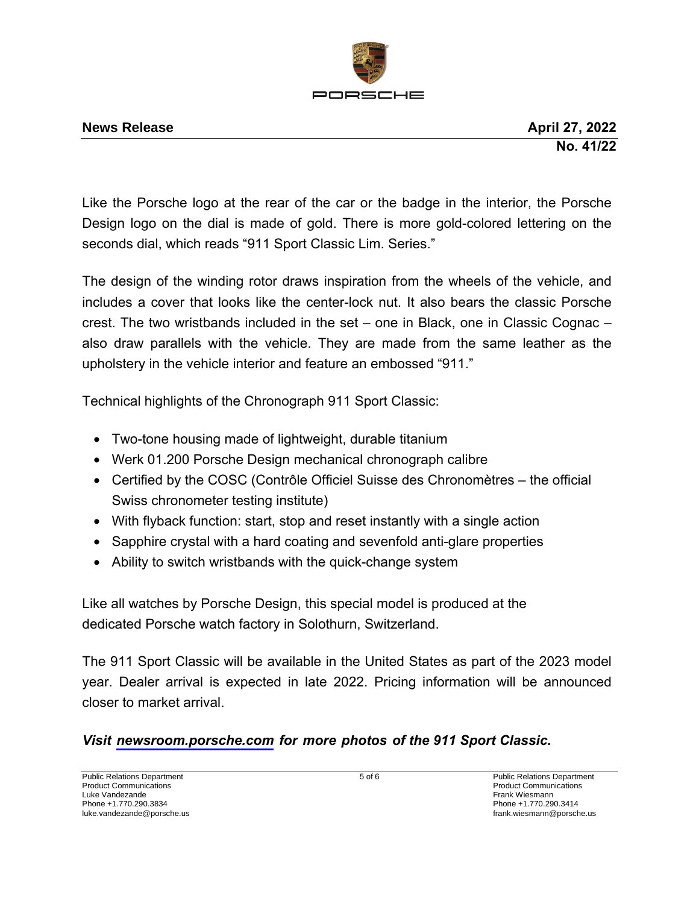**News Release** **April 27, 2022**

**No. 41/22**

Like the Porsche logo at the rear of the car or the badge in the interior, the Porsche Design logo on the dial is made of gold. There is more gold-colored lettering on the seconds dial, which reads "911 Sport Classic Lim. Series."

The design of the winding rotor draws inspiration from the wheels of the vehicle, and includes a cover that looks like the center-lock nut. It also bears the classic Porsche crest. The two wristbands included in the set – one in Black, one in Classic Cognac – also draw parallels with the vehicle. They are made from the same leather as the upholstery in the vehicle interior and feature an embossed "911."

Technical highlights of the Chronograph 911 Sport Classic:

- Two-tone housing made of lightweight, durable titanium
- Werk 01.200 Porsche Design mechanical chronograph calibre
- Certified by the COSC (Contrôle Officiel Suisse des Chronomètres – the official Swiss chronometer testing institute)
- With flyback function: start, stop and reset instantly with a single action
- Sapphire crystal with a hard coating and sevenfold anti-glare properties
- Ability to switch wristbands with the quick-change system

Like all watches by Porsche Design, this special model is produced at the dedicated Porsche watch factory in Solothurn, Switzerland.

The 911 Sport Classic will be available in the United States as part of the 2023 model year. Dealer arrival is expected in late 2022. Pricing information will be announced closer to market arrival.

***Visit newsroom.porsche.com for more photos of the 911 Sport Classic.***

Public Relations Department
Product Communications
Luke Vandezande
Phone +1.770.290.3834
luke.vandezande@porsche.us

Public Relations Department
Product Communications
Frank Wiesmann
Phone +1.770.290.3414
frank.wiesmann@porsche.us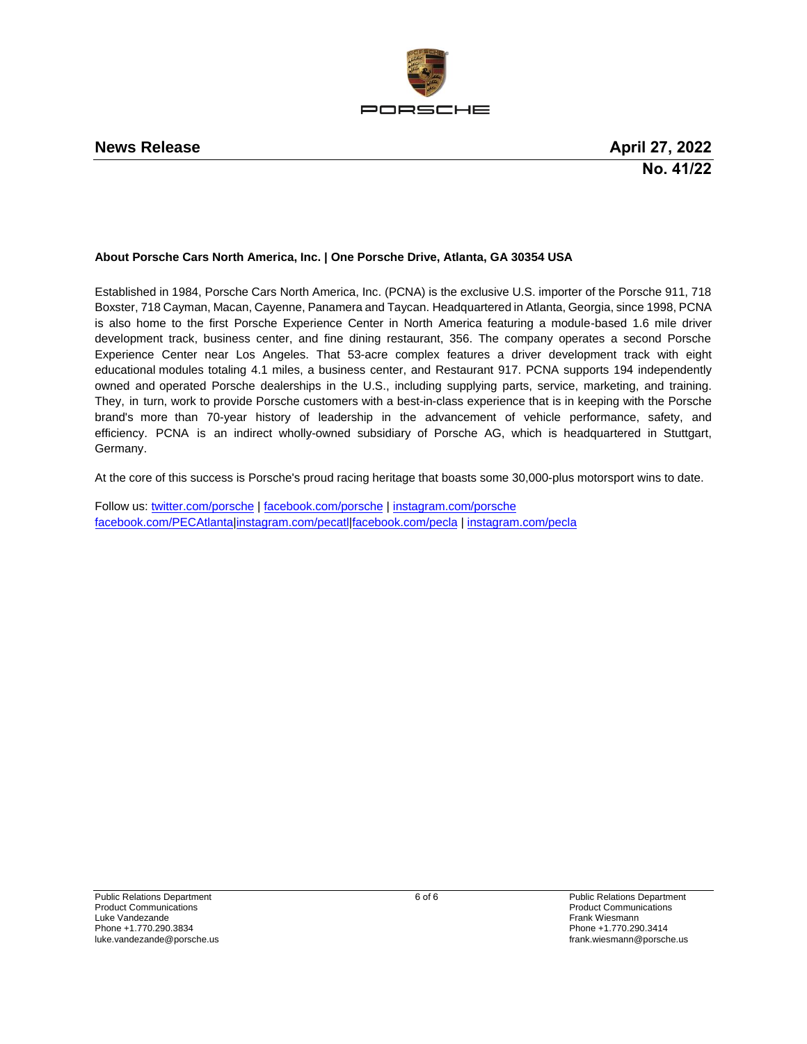**News Release** **April 27, 2022**

**No. 41/22**

**About Porsche Cars North America, Inc. | One Porsche Drive, Atlanta, GA 30354 USA**

Established in 1984, Porsche Cars North America, Inc. (PCNA) is the exclusive U.S. importer of the Porsche 911, 718 Boxster, 718 Cayman, Macan, Cayenne, Panamera and Taycan. Headquartered in Atlanta, Georgia, since 1998, PCNA is also home to the first Porsche Experience Center in North America featuring a module-based 1.6 mile driver development track, business center, and fine dining restaurant, 356. The company operates a second Porsche Experience Center near Los Angeles. That 53-acre complex features a driver development track with eight educational modules totaling 4.1 miles, a business center, and Restaurant 917. PCNA supports 194 independently owned and operated Porsche dealerships in the U.S., including supplying parts, service, marketing, and training. They, in turn, work to provide Porsche customers with a best-in-class experience that is in keeping with the Porsche brand's more than 70-year history of leadership in the advancement of vehicle performance, safety, and efficiency. PCNA is an indirect wholly-owned subsidiary of Porsche AG, which is headquartered in Stuttgart, Germany.

At the core of this success is Porsche's proud racing heritage that boasts some 30,000-plus motorsport wins to date.

Follow us: twitter.com/porsche | facebook.com/porsche | instagram.com/porsche
facebook.com/PECAtlanta|instagram.com/pecatl|facebook.com/pecla | instagram.com/pecla

Public Relations Department
Product Communications
Luke Vandezande
Phone +1.770.290.3834
luke.vandezande@porsche.us

Public Relations Department
Product Communications
Frank Wiesmann
Phone +1.770.290.3414
frank.wiesmann@porsche.us